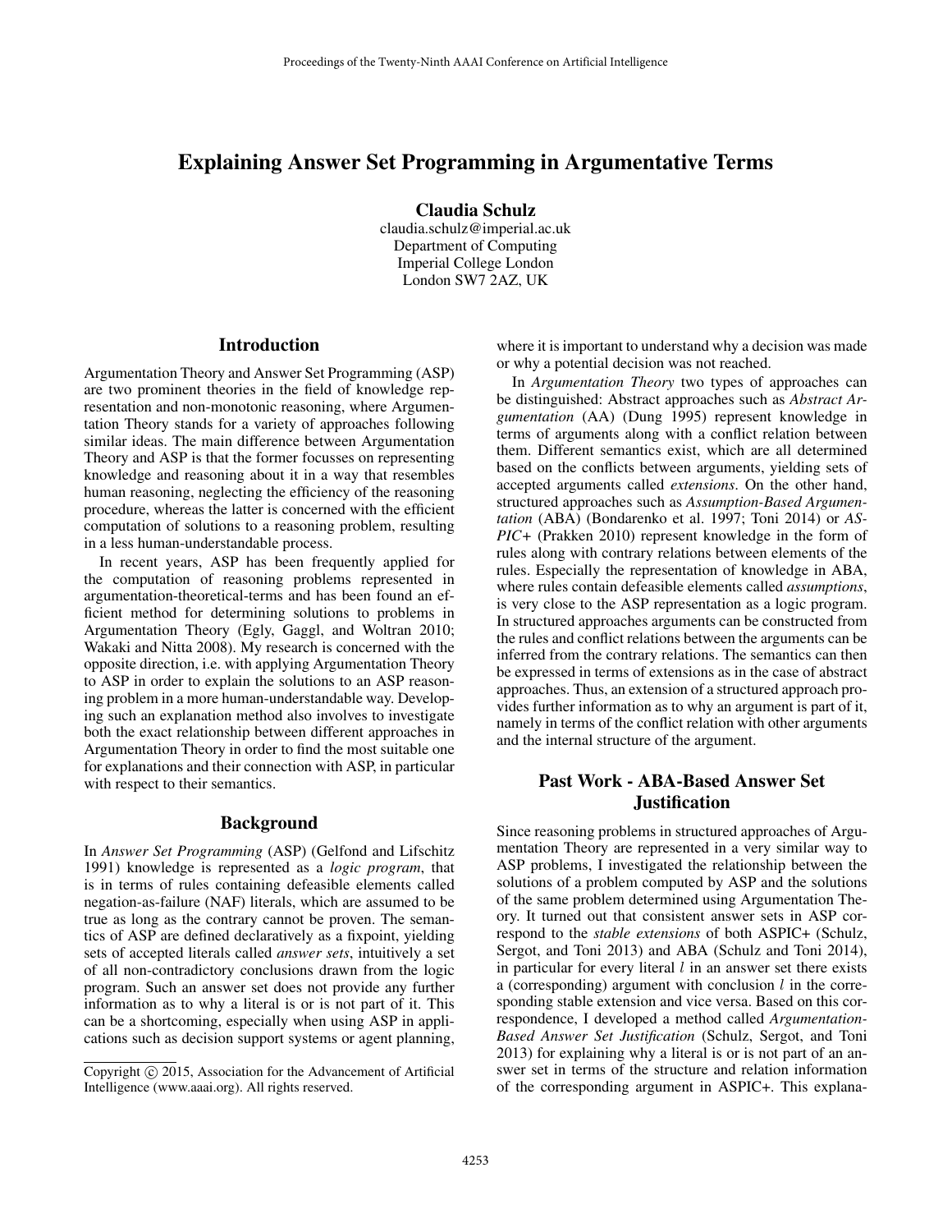# Explaining Answer Set Programming in Argumentative Terms

**Claudia Schulz**
claudia.schulz@imperial.ac.uk
Department of Computing
Imperial College London
London SW7 2AZ, UK

## Introduction

Argumentation Theory and Answer Set Programming (ASP) are two prominent theories in the field of knowledge representation and non-monotonic reasoning, where Argumentation Theory stands for a variety of approaches following similar ideas. The main difference between Argumentation Theory and ASP is that the former focusses on representing knowledge and reasoning about it in a way that resembles human reasoning, neglecting the efficiency of the reasoning procedure, whereas the latter is concerned with the efficient computation of solutions to a reasoning problem, resulting in a less human-understandable process.

In recent years, ASP has been frequently applied for the computation of reasoning problems represented in argumentation-theoretical-terms and has been found an efficient method for determining solutions to problems in Argumentation Theory (Egly, Gaggl, and Woltran 2010; Wakaki and Nitta 2008). My research is concerned with the opposite direction, i.e. with applying Argumentation Theory to ASP in order to explain the solutions to an ASP reasoning problem in a more human-understandable way. Developing such an explanation method also involves to investigate both the exact relationship between different approaches in Argumentation Theory in order to find the most suitable one for explanations and their connection with ASP, in particular with respect to their semantics.

## Background

In *Answer Set Programming* (ASP) (Gelfond and Lifschitz 1991) knowledge is represented as a *logic program*, that is in terms of rules containing defeasible elements called negation-as-failure (NAF) literals, which are assumed to be true as long as the contrary cannot be proven. The semantics of ASP are defined declaratively as a fixpoint, yielding sets of accepted literals called *answer sets*, intuitively a set of all non-contradictory conclusions drawn from the logic program. Such an answer set does not provide any further information as to why a literal is or is not part of it. This can be a shortcoming, especially when using ASP in applications such as decision support systems or agent planning, where it is important to understand why a decision was made or why a potential decision was not reached.

In *Argumentation Theory* two types of approaches can be distinguished: Abstract approaches such as *Abstract Argumentation* (AA) (Dung 1995) represent knowledge in terms of arguments along with a conflict relation between them. Different semantics exist, which are all determined based on the conflicts between arguments, yielding sets of accepted arguments called *extensions*. On the other hand, structured approaches such as *Assumption-Based Argumentation* (ABA) (Bondarenko et al. 1997; Toni 2014) or *ASPIC+* (Prakken 2010) represent knowledge in the form of rules along with contrary relations between elements of the rules. Especially the representation of knowledge in ABA, where rules contain defeasible elements called *assumptions*, is very close to the ASP representation as a logic program. In structured approaches arguments can be constructed from the rules and conflict relations between the arguments can be inferred from the contrary relations. The semantics can then be expressed in terms of extensions as in the case of abstract approaches. Thus, an extension of a structured approach provides further information as to why an argument is part of it, namely in terms of the conflict relation with other arguments and the internal structure of the argument.

## Past Work - ABA-Based Answer Set Justification

Since reasoning problems in structured approaches of Argumentation Theory are represented in a very similar way to ASP problems, I investigated the relationship between the solutions of a problem computed by ASP and the solutions of the same problem determined using Argumentation Theory. It turned out that consistent answer sets in ASP correspond to the *stable extensions* of both ASPIC+ (Schulz, Sergot, and Toni 2013) and ABA (Schulz and Toni 2014), in particular for every literal $l$ in an answer set there exists a (corresponding) argument with conclusion $l$ in the corresponding stable extension and vice versa. Based on this correspondence, I developed a method called *Argumentation-Based Answer Set Justification* (Schulz, Sergot, and Toni 2013) for explaining why a literal is or is not part of an answer set in terms of the structure and relation information of the corresponding argument in ASPIC+. This explana-

Copyright © 2015, Association for the Advancement of Artificial Intelligence (www.aaai.org). All rights reserved.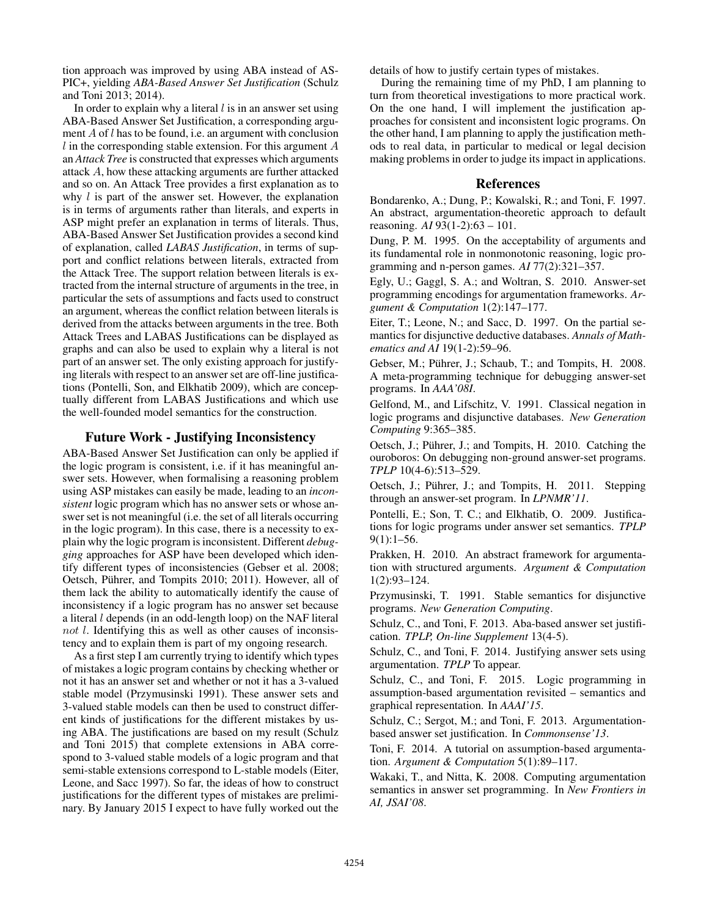tion approach was improved by using ABA instead of ASPIC+, yielding *ABA-Based Answer Set Justification* (Schulz and Toni 2013; 2014).

In order to explain why a literal $l$ is in an answer set using ABA-Based Answer Set Justification, a corresponding argument $A$ of $l$ has to be found, i.e. an argument with conclusion $l$ in the corresponding stable extension. For this argument $A$ an *Attack Tree* is constructed that expresses which arguments attack $A$, how these attacking arguments are further attacked and so on. An Attack Tree provides a first explanation as to why $l$ is part of the answer set. However, the explanation is in terms of arguments rather than literals, and experts in ASP might prefer an explanation in terms of literals. Thus, ABA-Based Answer Set Justification provides a second kind of explanation, called *LABAS Justification*, in terms of support and conflict relations between literals, extracted from the Attack Tree. The support relation between literals is extracted from the internal structure of arguments in the tree, in particular the sets of assumptions and facts used to construct an argument, whereas the conflict relation between literals is derived from the attacks between arguments in the tree. Both Attack Trees and LABAS Justifications can be displayed as graphs and can also be used to explain why a literal is not part of an answer set. The only existing approach for justifying literals with respect to an answer set are off-line justifications (Pontelli, Son, and Elkhatib 2009), which are conceptually different from LABAS Justifications and which use the well-founded model semantics for the construction.

## Future Work - Justifying Inconsistency

ABA-Based Answer Set Justification can only be applied if the logic program is consistent, i.e. if it has meaningful answer sets. However, when formalising a reasoning problem using ASP mistakes can easily be made, leading to an *inconsistent* logic program which has no answer sets or whose answer set is not meaningful (i.e. the set of all literals occurring in the logic program). In this case, there is a necessity to explain why the logic program is inconsistent. Different *debugging* approaches for ASP have been developed which identify different types of inconsistencies (Gebser et al. 2008; Oetsch, Pührer, and Tompits 2010; 2011). However, all of them lack the ability to automatically identify the cause of inconsistency if a logic program has no answer set because a literal $l$ depends (in an odd-length loop) on the NAF literal $not\ l$. Identifying this as well as other causes of inconsistency and to explain them is part of my ongoing research.

As a first step I am currently trying to identify which types of mistakes a logic program contains by checking whether or not it has an answer set and whether or not it has a 3-valued stable model (Przymusinski 1991). These answer sets and 3-valued stable models can then be used to construct different kinds of justifications for the different mistakes by using ABA. The justifications are based on my result (Schulz and Toni 2015) that complete extensions in ABA correspond to 3-valued stable models of a logic program and that semi-stable extensions correspond to L-stable models (Eiter, Leone, and Sacc 1997). So far, the ideas of how to construct justifications for the different types of mistakes are preliminary. By January 2015 I expect to have fully worked out the details of how to justify certain types of mistakes.

During the remaining time of my PhD, I am planning to turn from theoretical investigations to more practical work. On the one hand, I will implement the justification approaches for consistent and inconsistent logic programs. On the other hand, I am planning to apply the justification methods to real data, in particular to medical or legal decision making problems in order to judge its impact in applications.

## References

Bondarenko, A.; Dung, P.; Kowalski, R.; and Toni, F. 1997. An abstract, argumentation-theoretic approach to default reasoning. *AI* 93(1-2):63 – 101.

Dung, P. M. 1995. On the acceptability of arguments and its fundamental role in nonmonotonic reasoning, logic programming and n-person games. *AI* 77(2):321–357.

Egly, U.; Gaggl, S. A.; and Woltran, S. 2010. Answer-set programming encodings for argumentation frameworks. *Argument & Computation* 1(2):147–177.

Eiter, T.; Leone, N.; and Sacc, D. 1997. On the partial semantics for disjunctive deductive databases. *Annals of Mathematics and AI* 19(1-2):59–96.

Gebser, M.; Pührer, J.; Schaub, T.; and Tompits, H. 2008. A meta-programming technique for debugging answer-set programs. In *AAA'08I*.

Gelfond, M., and Lifschitz, V. 1991. Classical negation in logic programs and disjunctive databases. *New Generation Computing* 9:365–385.

Oetsch, J.; Pührer, J.; and Tompits, H. 2010. Catching the ouroboros: On debugging non-ground answer-set programs. *TPLP* 10(4-6):513–529.

Oetsch, J.; Pührer, J.; and Tompits, H. 2011. Stepping through an answer-set program. In *LPNMR'11*.

Pontelli, E.; Son, T. C.; and Elkhatib, O. 2009. Justifications for logic programs under answer set semantics. *TPLP* 9(1):1–56.

Prakken, H. 2010. An abstract framework for argumentation with structured arguments. *Argument & Computation* 1(2):93–124.

Przymusinski, T. 1991. Stable semantics for disjunctive programs. *New Generation Computing*.

Schulz, C., and Toni, F. 2013. Aba-based answer set justification. *TPLP, On-line Supplement* 13(4-5).

Schulz, C., and Toni, F. 2014. Justifying answer sets using argumentation. *TPLP* To appear.

Schulz, C., and Toni, F. 2015. Logic programming in assumption-based argumentation revisited – semantics and graphical representation. In *AAAI'15*.

Schulz, C.; Sergot, M.; and Toni, F. 2013. Argumentation-based answer set justification. In *Commonsense'13*.

Toni, F. 2014. A tutorial on assumption-based argumentation. *Argument & Computation* 5(1):89–117.

Wakaki, T., and Nitta, K. 2008. Computing argumentation semantics in answer set programming. In *New Frontiers in AI, JSAI'08*.